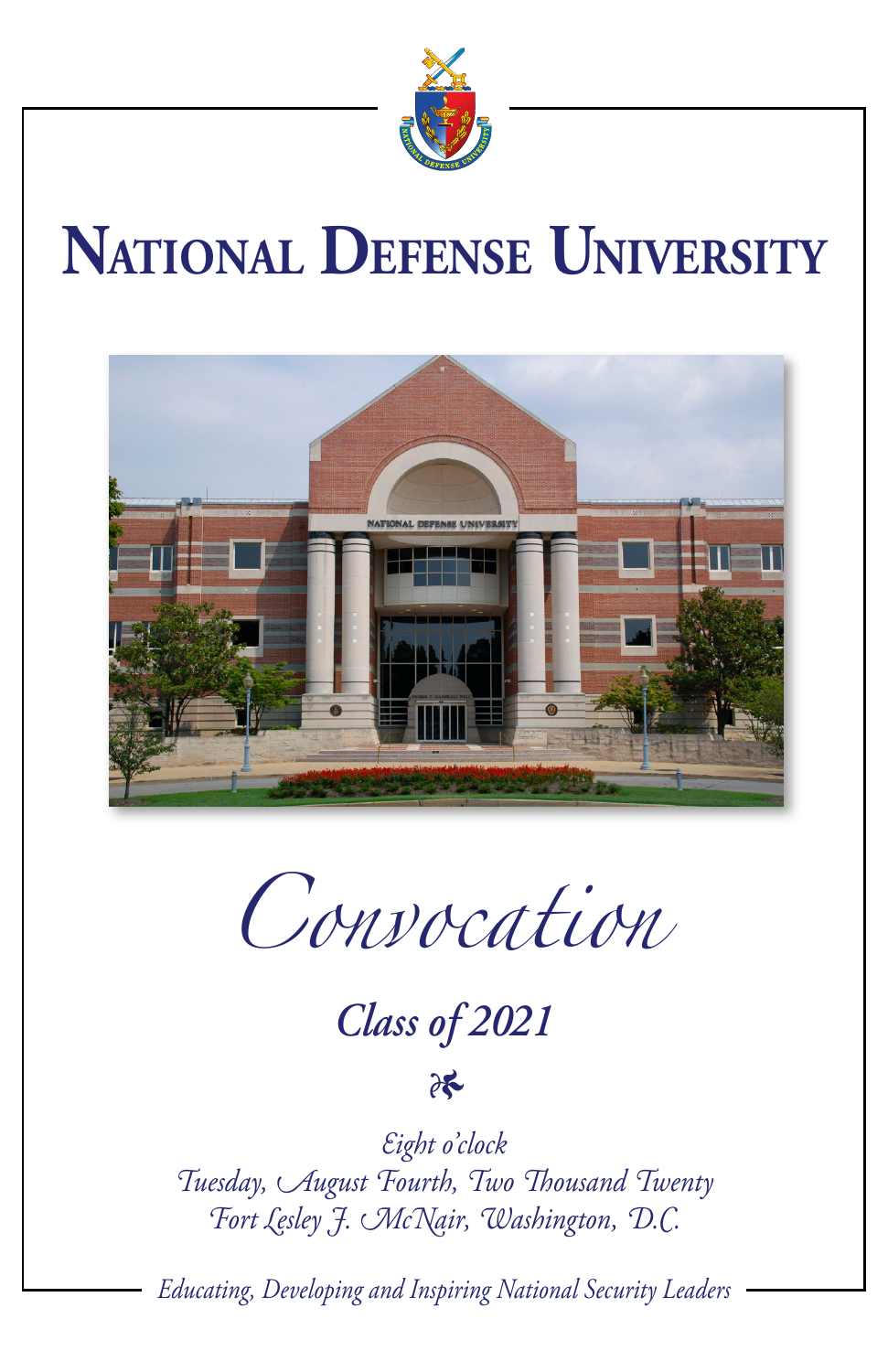# National Defense University

## Convocation

### *Class of 2021*

*Eight o'clock*
*Tuesday, August Fourth, Two Thousand Twenty*
*Fort Lesley J. McNair, Washington, D.C.*

*Educating, Developing and Inspiring National Security Leaders*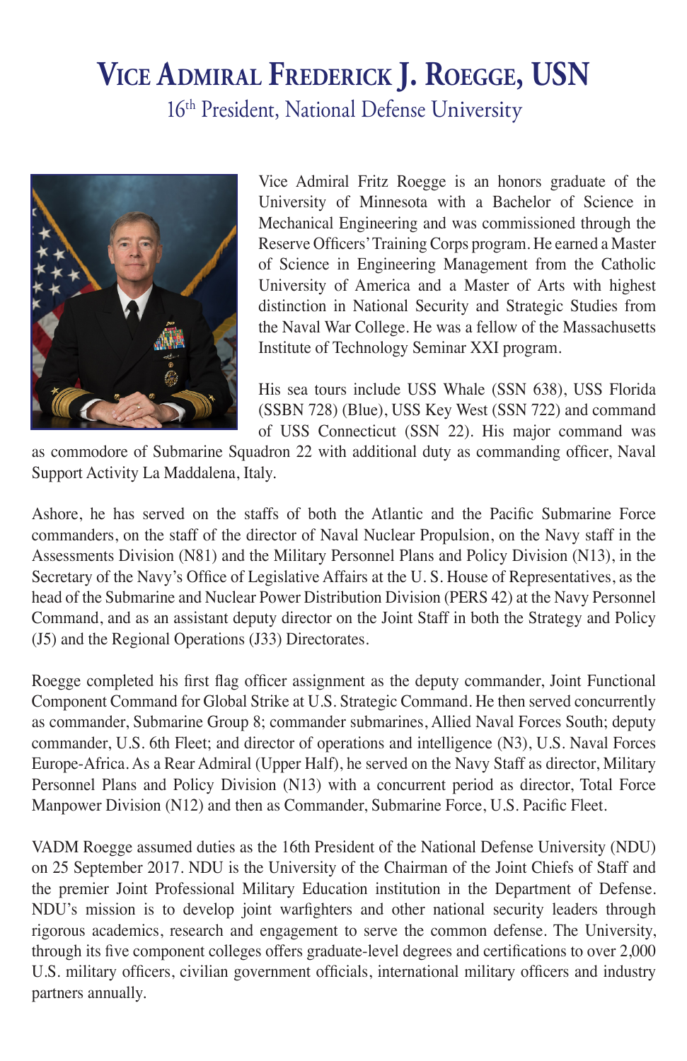# Vice Admiral Frederick J. Roegge, USN

16th President, National Defense University

Vice Admiral Fritz Roegge is an honors graduate of the University of Minnesota with a Bachelor of Science in Mechanical Engineering and was commissioned through the Reserve Officers' Training Corps program. He earned a Master of Science in Engineering Management from the Catholic University of America and a Master of Arts with highest distinction in National Security and Strategic Studies from the Naval War College. He was a fellow of the Massachusetts Institute of Technology Seminar XXI program.

His sea tours include USS Whale (SSN 638), USS Florida (SSBN 728) (Blue), USS Key West (SSN 722) and command of USS Connecticut (SSN 22). His major command was as commodore of Submarine Squadron 22 with additional duty as commanding officer, Naval Support Activity La Maddalena, Italy.

Ashore, he has served on the staffs of both the Atlantic and the Pacific Submarine Force commanders, on the staff of the director of Naval Nuclear Propulsion, on the Navy staff in the Assessments Division (N81) and the Military Personnel Plans and Policy Division (N13), in the Secretary of the Navy's Office of Legislative Affairs at the U. S. House of Representatives, as the head of the Submarine and Nuclear Power Distribution Division (PERS 42) at the Navy Personnel Command, and as an assistant deputy director on the Joint Staff in both the Strategy and Policy (J5) and the Regional Operations (J33) Directorates.

Roegge completed his first flag officer assignment as the deputy commander, Joint Functional Component Command for Global Strike at U.S. Strategic Command. He then served concurrently as commander, Submarine Group 8; commander submarines, Allied Naval Forces South; deputy commander, U.S. 6th Fleet; and director of operations and intelligence (N3), U.S. Naval Forces Europe-Africa. As a Rear Admiral (Upper Half), he served on the Navy Staff as director, Military Personnel Plans and Policy Division (N13) with a concurrent period as director, Total Force Manpower Division (N12) and then as Commander, Submarine Force, U.S. Pacific Fleet.

VADM Roegge assumed duties as the 16th President of the National Defense University (NDU) on 25 September 2017. NDU is the University of the Chairman of the Joint Chiefs of Staff and the premier Joint Professional Military Education institution in the Department of Defense. NDU's mission is to develop joint warfighters and other national security leaders through rigorous academics, research and engagement to serve the common defense. The University, through its five component colleges offers graduate-level degrees and certifications to over 2,000 U.S. military officers, civilian government officials, international military officers and industry partners annually.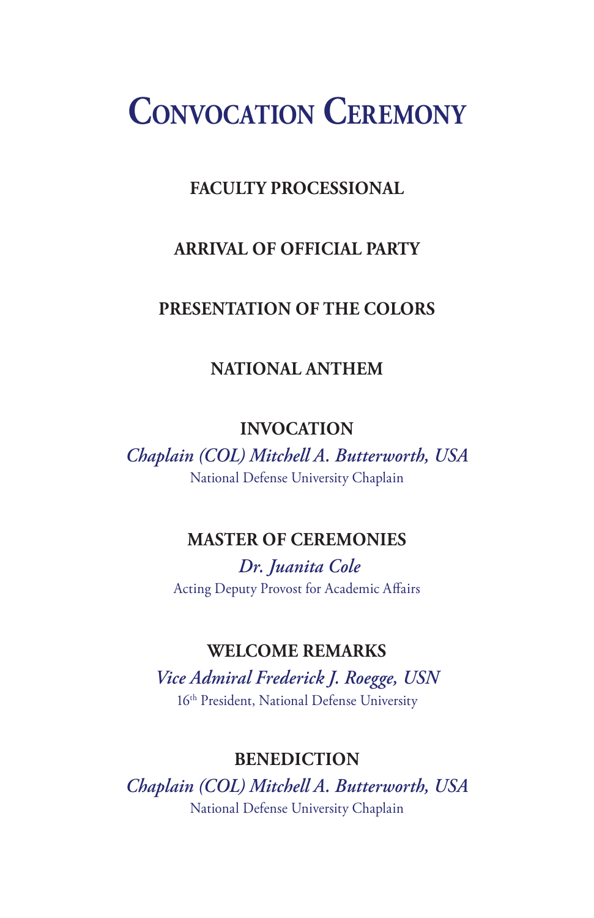# Convocation Ceremony

**FACULTY PROCESSIONAL**

**ARRIVAL OF OFFICIAL PARTY**

**PRESENTATION OF THE COLORS**

**NATIONAL ANTHEM**

**INVOCATION**

*Chaplain (COL) Mitchell A. Butterworth, USA*

National Defense University Chaplain

**MASTER OF CEREMONIES**

*Dr. Juanita Cole*

Acting Deputy Provost for Academic Affairs

**WELCOME REMARKS**

*Vice Admiral Frederick J. Roegge, USN*

16th President, National Defense University

**BENEDICTION**

*Chaplain (COL) Mitchell A. Butterworth, USA*

National Defense University Chaplain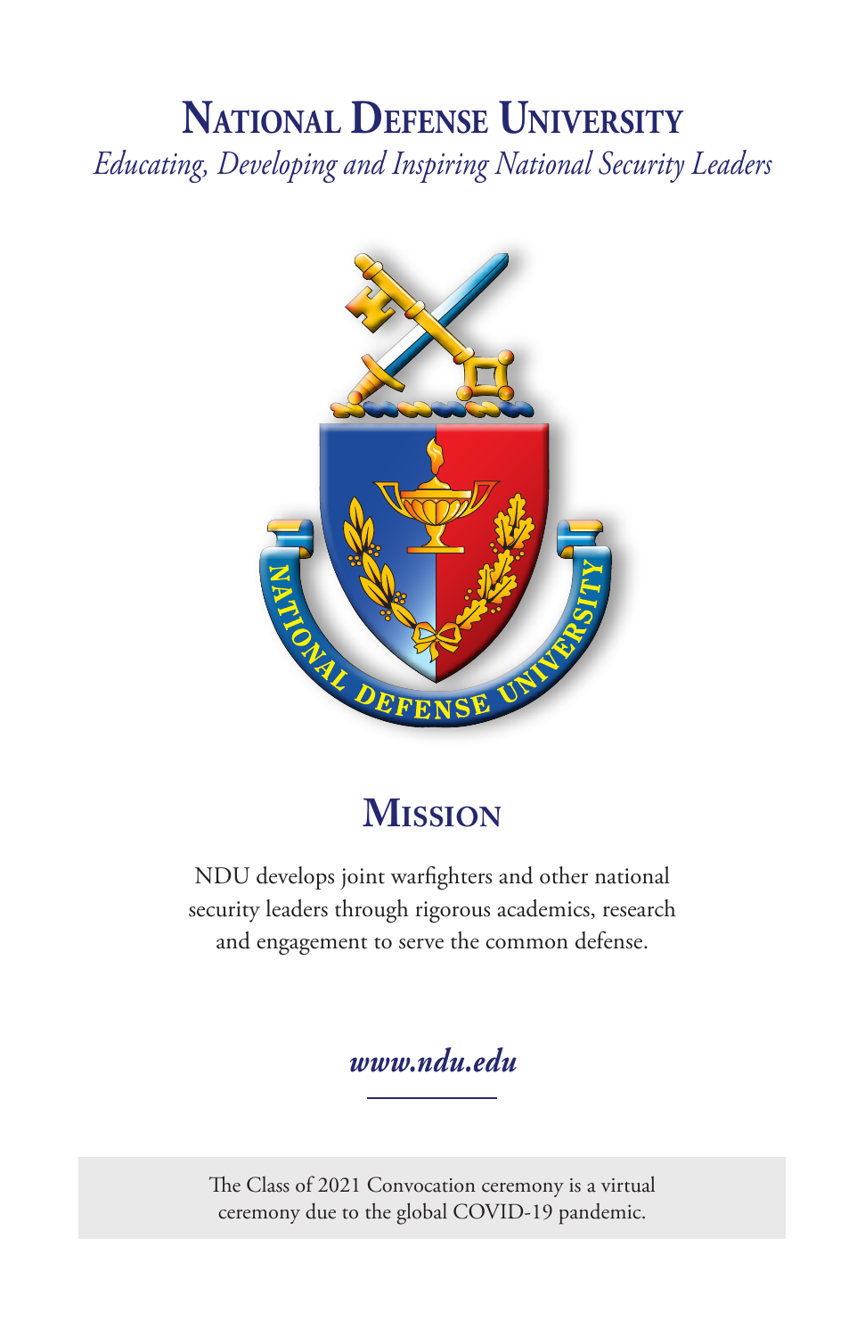# National Defense University

*Educating, Developing and Inspiring National Security Leaders*

## Mission

NDU develops joint warfighters and other national security leaders through rigorous academics, research and engagement to serve the common defense.

***www.ndu.edu***

The Class of 2021 Convocation ceremony is a virtual ceremony due to the global COVID-19 pandemic.